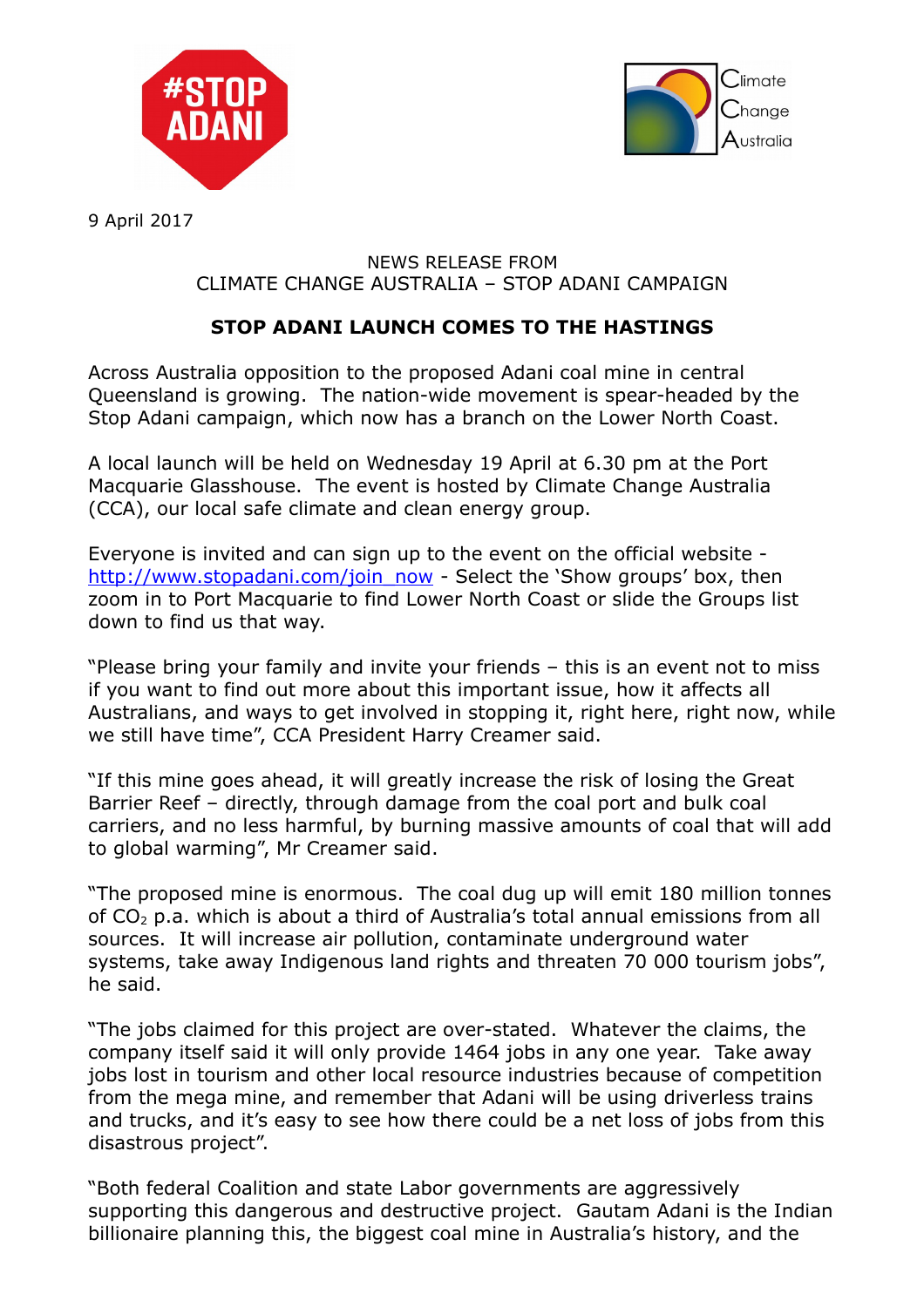#STOP ADANI

Climate Change Australia

9 April 2017

NEWS RELEASE FROM
CLIMATE CHANGE AUSTRALIA – STOP ADANI CAMPAIGN

## STOP ADANI LAUNCH COMES TO THE HASTINGS

Across Australia opposition to the proposed Adani coal mine in central Queensland is growing. The nation-wide movement is spear-headed by the Stop Adani campaign, which now has a branch on the Lower North Coast.

A local launch will be held on Wednesday 19 April at 6.30 pm at the Port Macquarie Glasshouse. The event is hosted by Climate Change Australia (CCA), our local safe climate and clean energy group.

Everyone is invited and can sign up to the event on the official website - [http://www.stopadani.com/join_now](http://www.stopadani.com/join_now) - Select the 'Show groups' box, then zoom in to Port Macquarie to find Lower North Coast or slide the Groups list down to find us that way.

"Please bring your family and invite your friends – this is an event not to miss if you want to find out more about this important issue, how it affects all Australians, and ways to get involved in stopping it, right here, right now, while we still have time", CCA President Harry Creamer said.

"If this mine goes ahead, it will greatly increase the risk of losing the Great Barrier Reef – directly, through damage from the coal port and bulk coal carriers, and no less harmful, by burning massive amounts of coal that will add to global warming", Mr Creamer said.

"The proposed mine is enormous. The coal dug up will emit 180 million tonnes of $CO_2$ p.a. which is about a third of Australia's total annual emissions from all sources. It will increase air pollution, contaminate underground water systems, take away Indigenous land rights and threaten 70 000 tourism jobs", he said.

"The jobs claimed for this project are over-stated. Whatever the claims, the company itself said it will only provide 1464 jobs in any one year. Take away jobs lost in tourism and other local resource industries because of competition from the mega mine, and remember that Adani will be using driverless trains and trucks, and it's easy to see how there could be a net loss of jobs from this disastrous project".

"Both federal Coalition and state Labor governments are aggressively supporting this dangerous and destructive project. Gautam Adani is the Indian billionaire planning this, the biggest coal mine in Australia's history, and the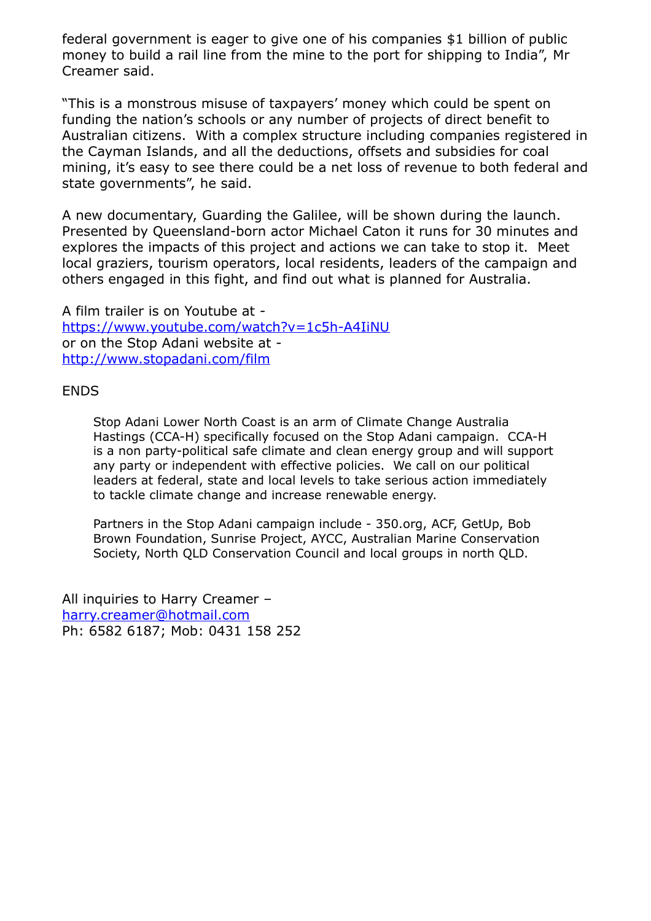federal government is eager to give one of his companies $1 billion of public money to build a rail line from the mine to the port for shipping to India", Mr Creamer said.

"This is a monstrous misuse of taxpayers' money which could be spent on funding the nation's schools or any number of projects of direct benefit to Australian citizens. With a complex structure including companies registered in the Cayman Islands, and all the deductions, offsets and subsidies for coal mining, it's easy to see there could be a net loss of revenue to both federal and state governments", he said.

A new documentary, Guarding the Galilee, will be shown during the launch. Presented by Queensland-born actor Michael Caton it runs for 30 minutes and explores the impacts of this project and actions we can take to stop it. Meet local graziers, tourism operators, local residents, leaders of the campaign and others engaged in this fight, and find out what is planned for Australia.

A film trailer is on Youtube at -
https://www.youtube.com/watch?v=1c5h-A4IiNU
or on the Stop Adani website at -
http://www.stopadani.com/film

ENDS

> Stop Adani Lower North Coast is an arm of Climate Change Australia Hastings (CCA-H) specifically focused on the Stop Adani campaign. CCA-H is a non party-political safe climate and clean energy group and will support any party or independent with effective policies. We call on our political leaders at federal, state and local levels to take serious action immediately to tackle climate change and increase renewable energy.
>
> Partners in the Stop Adani campaign include - 350.org, ACF, GetUp, Bob Brown Foundation, Sunrise Project, AYCC, Australian Marine Conservation Society, North QLD Conservation Council and local groups in north QLD.

All inquiries to Harry Creamer –
harry.creamer@hotmail.com
Ph: 6582 6187; Mob: 0431 158 252